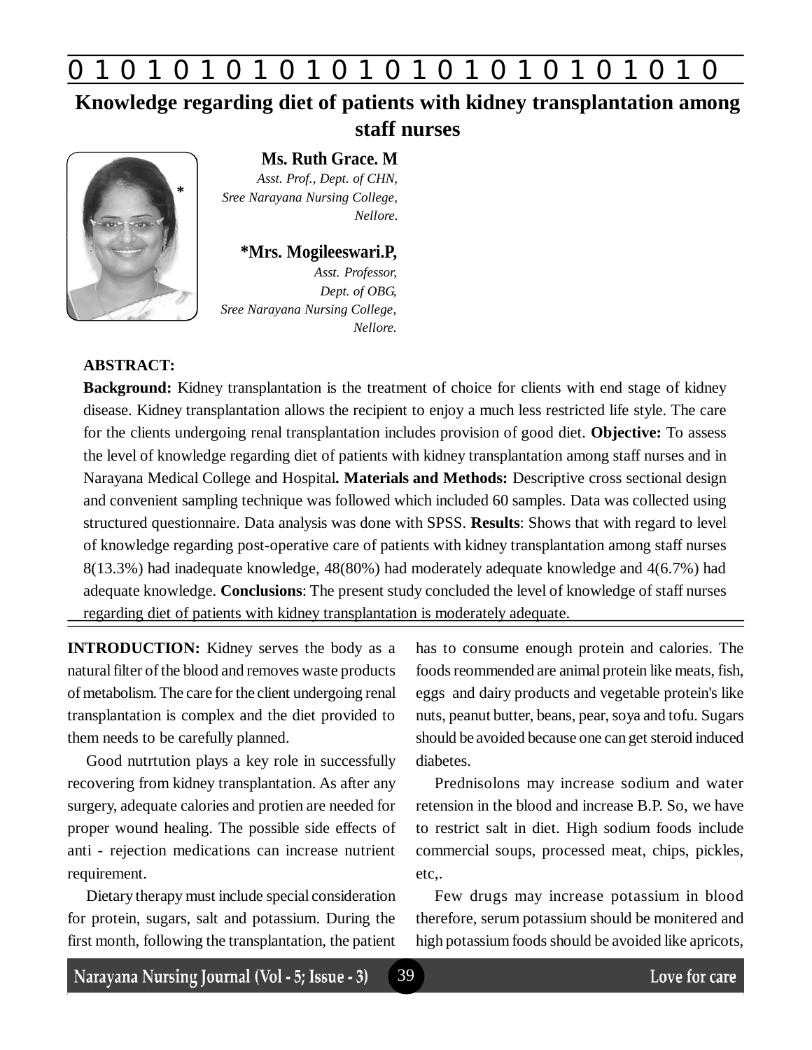# Knowledge regarding diet of patients with kidney transplantation among staff nurses

**Ms. Ruth Grace. M**
*Asst. Prof., Dept. of CHN,*
*Sree Narayana Nursing College,*
*Nellore.*

**\*Mrs. Mogileeswari.P,**
*Asst. Professor,*
*Dept. of OBG,*
*Sree Narayana Nursing College,*
*Nellore.*

**ABSTRACT:**

**Background:** Kidney transplantation is the treatment of choice for clients with end stage of kidney disease. Kidney transplantation allows the recipient to enjoy a much less restricted life style. The care for the clients undergoing renal transplantation includes provision of good diet. **Objective:** To assess the level of knowledge regarding diet of patients with kidney transplantation among staff nurses and in Narayana Medical College and Hospital**. Materials and Methods:** Descriptive cross sectional design and convenient sampling technique was followed which included 60 samples. Data was collected using structured questionnaire. Data analysis was done with SPSS. **Results**: Shows that with regard to level of knowledge regarding post-operative care of patients with kidney transplantation among staff nurses 8(13.3%) had inadequate knowledge, 48(80%) had moderately adequate knowledge and 4(6.7%) had adequate knowledge. **Conclusions**: The present study concluded the level of knowledge of staff nurses regarding diet of patients with kidney transplantation is moderately adequate.

**INTRODUCTION:** Kidney serves the body as a natural filter of the blood and removes waste products of metabolism. The care for the client undergoing renal transplantation is complex and the diet provided to them needs to be carefully planned.

Good nutrtution plays a key role in successfully recovering from kidney transplantation. As after any surgery, adequate calories and protien are needed for proper wound healing. The possible side effects of anti - rejection medications can increase nutrient requirement.

Dietary therapy must include special consideration for protein, sugars, salt and potassium. During the first month, following the transplantation, the patient has to consume enough protein and calories. The foods reommended are animal protein like meats, fish, eggs and dairy products and vegetable protein's like nuts, peanut butter, beans, pear, soya and tofu. Sugars should be avoided because one can get steroid induced diabetes.

Prednisolons may increase sodium and water retension in the blood and increase B.P. So, we have to restrict salt in diet. High sodium foods include commercial soups, processed meat, chips, pickles, etc,.

Few drugs may increase potassium in blood therefore, serum potassium should be monitered and high potassium foods should be avoided like apricots,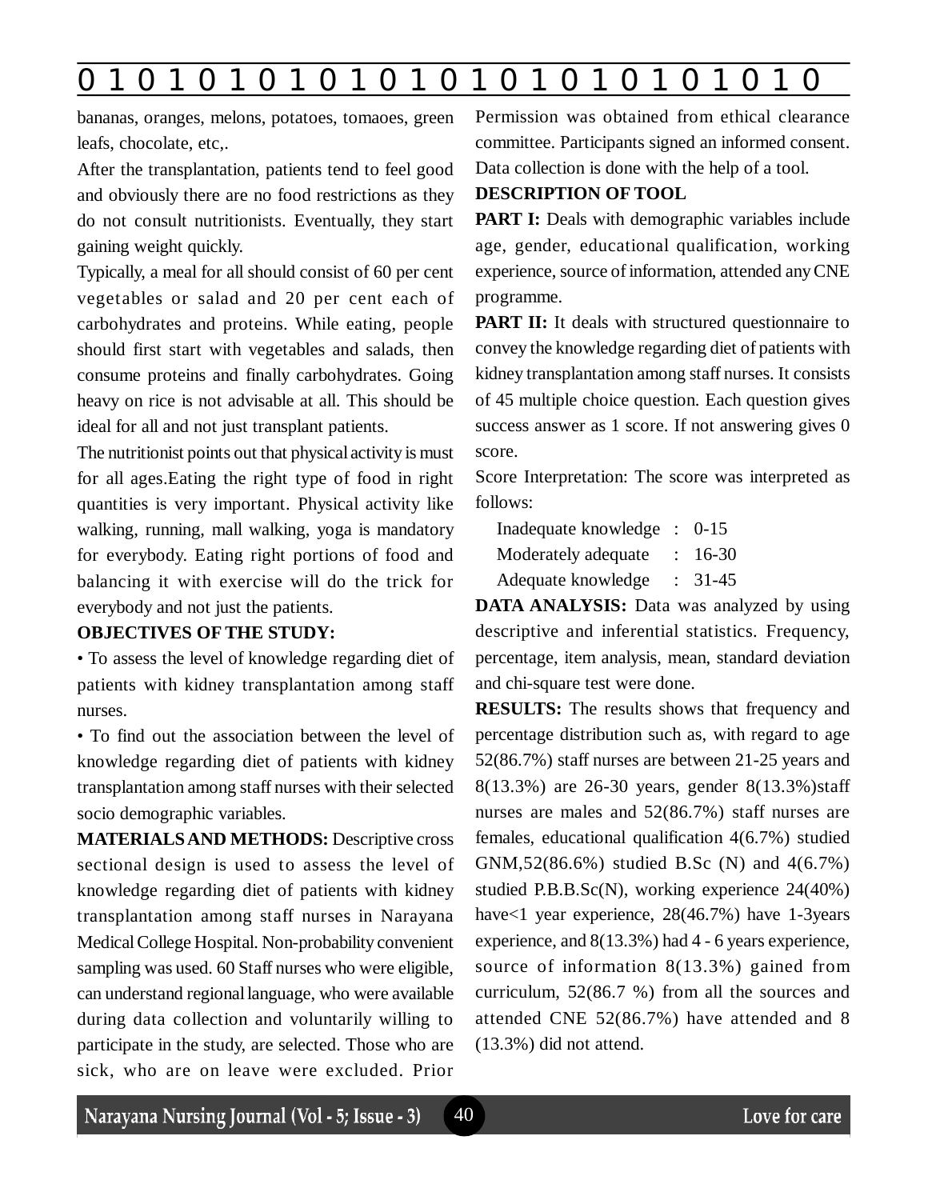bananas, oranges, melons, potatoes, tomaoes, green leafs, chocolate, etc,.

After the transplantation, patients tend to feel good and obviously there are no food restrictions as they do not consult nutritionists. Eventually, they start gaining weight quickly.

Typically, a meal for all should consist of 60 per cent vegetables or salad and 20 per cent each of carbohydrates and proteins. While eating, people should first start with vegetables and salads, then consume proteins and finally carbohydrates. Going heavy on rice is not advisable at all. This should be ideal for all and not just transplant patients.

The nutritionist points out that physical activity is must for all ages.Eating the right type of food in right quantities is very important. Physical activity like walking, running, mall walking, yoga is mandatory for everybody. Eating right portions of food and balancing it with exercise will do the trick for everybody and not just the patients.

**OBJECTIVES OF THE STUDY:**

• To assess the level of knowledge regarding diet of patients with kidney transplantation among staff nurses.

• To find out the association between the level of knowledge regarding diet of patients with kidney transplantation among staff nurses with their selected socio demographic variables.

**MATERIALS AND METHODS:** Descriptive cross sectional design is used to assess the level of knowledge regarding diet of patients with kidney transplantation among staff nurses in Narayana Medical College Hospital. Non-probability convenient sampling was used. 60 Staff nurses who were eligible, can understand regional language, who were available during data collection and voluntarily willing to participate in the study, are selected. Those who are sick, who are on leave were excluded. Prior Permission was obtained from ethical clearance committee. Participants signed an informed consent. Data collection is done with the help of a tool.

**DESCRIPTION OF TOOL**

**PART I:** Deals with demographic variables include age, gender, educational qualification, working experience, source of information, attended any CNE programme.

**PART II:** It deals with structured questionnaire to convey the knowledge regarding diet of patients with kidney transplantation among staff nurses. It consists of 45 multiple choice question. Each question gives success answer as 1 score. If not answering gives 0 score.

Score Interpretation: The score was interpreted as follows:

Inadequate knowledge : 0-15
Moderately adequate : 16-30
Adequate knowledge : 31-45

**DATA ANALYSIS:** Data was analyzed by using descriptive and inferential statistics. Frequency, percentage, item analysis, mean, standard deviation and chi-square test were done.

**RESULTS:** The results shows that frequency and percentage distribution such as, with regard to age 52(86.7%) staff nurses are between 21-25 years and 8(13.3%) are 26-30 years, gender 8(13.3%)staff nurses are males and 52(86.7%) staff nurses are females, educational qualification 4(6.7%) studied GNM,52(86.6%) studied B.Sc (N) and 4(6.7%) studied P.B.B.Sc(N), working experience 24(40%) have<1 year experience, 28(46.7%) have 1-3years experience, and 8(13.3%) had 4 - 6 years experience, source of information 8(13.3%) gained from curriculum, 52(86.7 %) from all the sources and attended CNE 52(86.7%) have attended and 8 (13.3%) did not attend.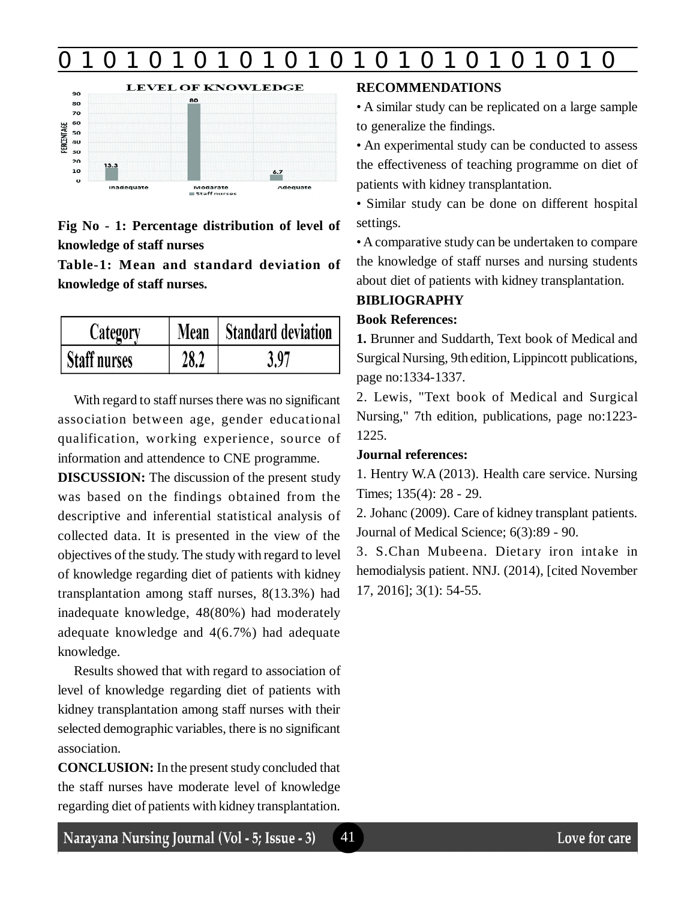LEVEL OF KNOWLEDGE

PERCENTAGE

90
80
70
60
50
40
30
20
10
0

13.3
80
6.7

Inadequate
Moderate
Adequate

Staff nurses

**Fig No - 1: Percentage distribution of level of knowledge of staff nurses**

**Table-1: Mean and standard deviation of knowledge of staff nurses.**

| Category | Mean | Standard deviation |
|---|---|---|
| Staff nurses | 28.2 | 3.97 |

With regard to staff nurses there was no significant association between age, gender educational qualification, working experience, source of information and attendence to CNE programme.

**DISCUSSION:** The discussion of the present study was based on the findings obtained from the descriptive and inferential statistical analysis of collected data. It is presented in the view of the objectives of the study. The study with regard to level of knowledge regarding diet of patients with kidney transplantation among staff nurses, 8(13.3%) had inadequate knowledge, 48(80%) had moderately adequate knowledge and 4(6.7%) had adequate knowledge.

Results showed that with regard to association of level of knowledge regarding diet of patients with kidney transplantation among staff nurses with their selected demographic variables, there is no significant association.

**CONCLUSION:** In the present study concluded that the staff nurses have moderate level of knowledge regarding diet of patients with kidney transplantation.

## RECOMMENDATIONS

- A similar study can be replicated on a large sample to generalize the findings.
- An experimental study can be conducted to assess the effectiveness of teaching programme on diet of patients with kidney transplantation.
- Similar study can be done on different hospital settings.
- A comparative study can be undertaken to compare the knowledge of staff nurses and nursing students about diet of patients with kidney transplantation.

## BIBLIOGRAPHY

**Book References:**

**1.** Brunner and Suddarth, Text book of Medical and Surgical Nursing, 9th edition, Lippincott publications, page no:1334-1337.

2. Lewis, "Text book of Medical and Surgical Nursing," 7th edition, publications, page no:1223-1225.

**Journal references:**

1. Hentry W.A (2013). Health care service. Nursing Times; 135(4): 28 - 29.

2. Johanc (2009). Care of kidney transplant patients. Journal of Medical Science; 6(3):89 - 90.

3. S.Chan Mubeena. Dietary iron intake in hemodialysis patient. NNJ. (2014), [cited November 17, 2016]; 3(1): 54-55.